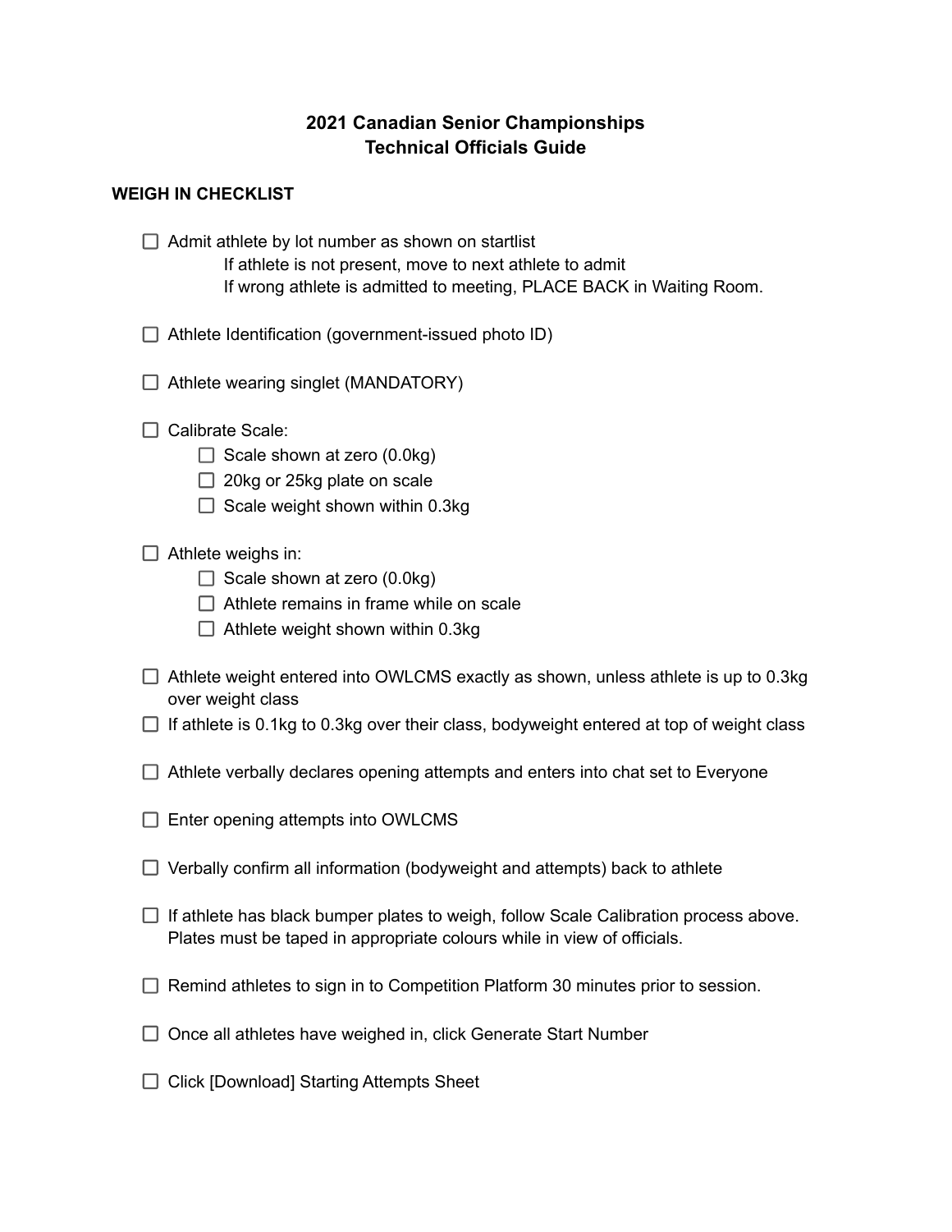# 2021 Canadian Senior Championships
# Technical Officials Guide

## WEIGH IN CHECKLIST

- [ ] Admit athlete by lot number as shown on startlist
  - If athlete is not present, move to next athlete to admit
  - If wrong athlete is admitted to meeting, PLACE BACK in Waiting Room.

- [ ] Athlete Identification (government-issued photo ID)

- [ ] Athlete wearing singlet (MANDATORY)

- [ ] Calibrate Scale:
  - [ ] Scale shown at zero (0.0kg)
  - [ ] 20kg or 25kg plate on scale
  - [ ] Scale weight shown within 0.3kg

- [ ] Athlete weighs in:
  - [ ] Scale shown at zero (0.0kg)
  - [ ] Athlete remains in frame while on scale
  - [ ] Athlete weight shown within 0.3kg

- [ ] Athlete weight entered into OWLCMS exactly as shown, unless athlete is up to 0.3kg over weight class
- [ ] If athlete is 0.1kg to 0.3kg over their class, bodyweight entered at top of weight class

- [ ] Athlete verbally declares opening attempts and enters into chat set to Everyone

- [ ] Enter opening attempts into OWLCMS

- [ ] Verbally confirm all information (bodyweight and attempts) back to athlete

- [ ] If athlete has black bumper plates to weigh, follow Scale Calibration process above. Plates must be taped in appropriate colours while in view of officials.

- [ ] Remind athletes to sign in to Competition Platform 30 minutes prior to session.

- [ ] Once all athletes have weighed in, click Generate Start Number

- [ ] Click [Download] Starting Attempts Sheet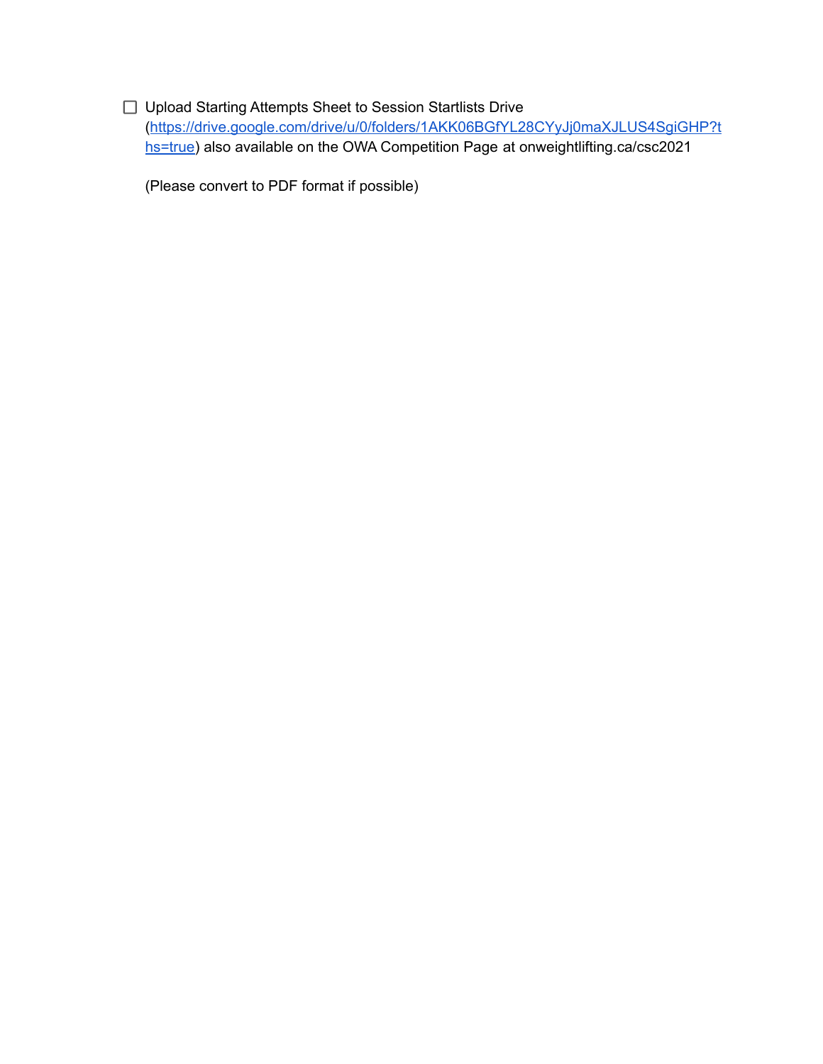- [ ] Upload Starting Attempts Sheet to Session Startlists Drive ([https://drive.google.com/drive/u/0/folders/1AKK06BGfYL28CYyJj0maXJLUS4SgiGHP?ths=true](https://drive.google.com/drive/u/0/folders/1AKK06BGfYL28CYyJj0maXJLUS4SgiGHP?ths=true)) also available on the OWA Competition Page at onweightlifting.ca/csc2021

  (Please convert to PDF format if possible)